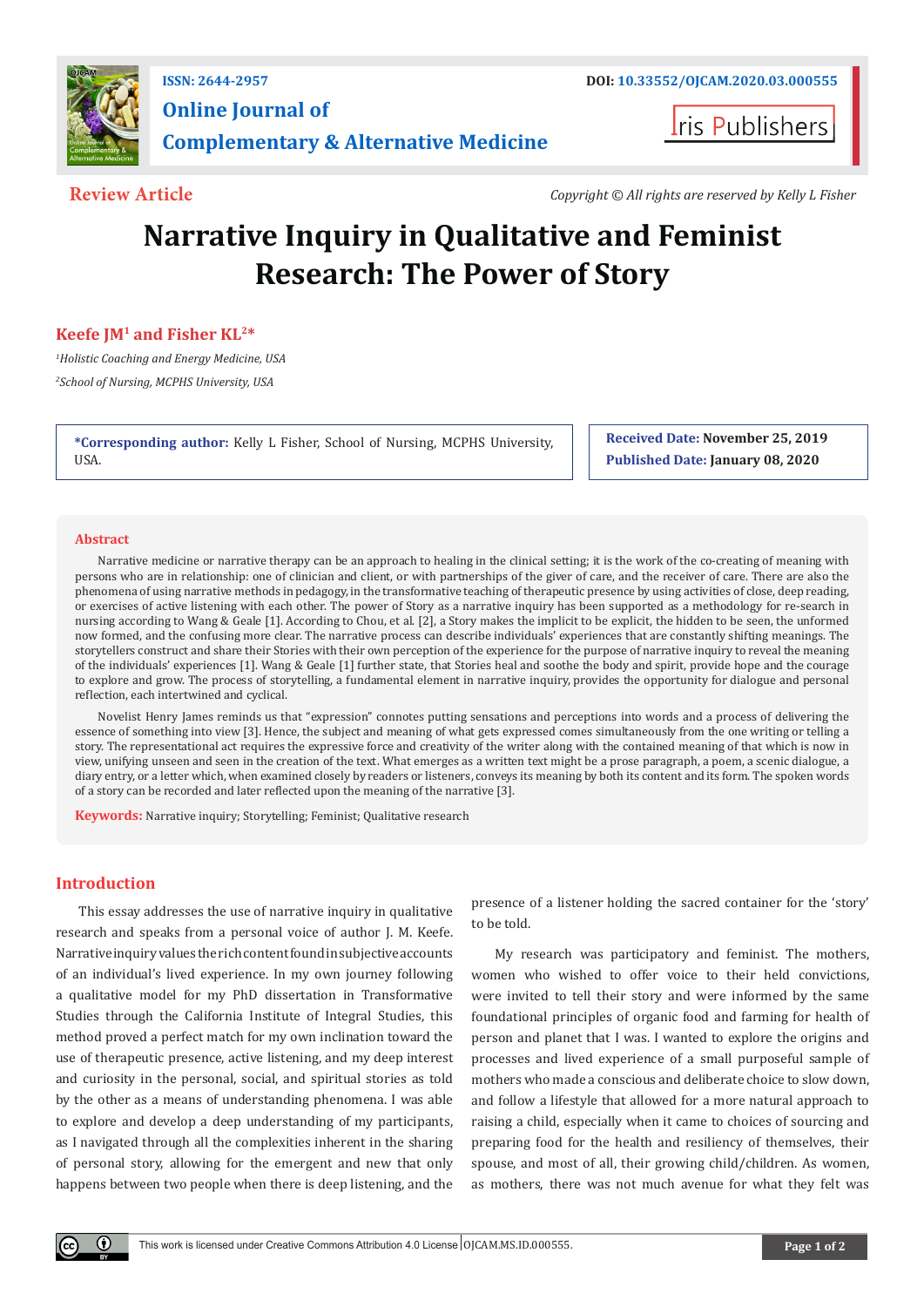ISSN: 2644-2957

DOI: 10.33552/OJCAM.2020.03.000555

# Online Journal of Complementary & Alternative Medicine

Iris Publishers

**Review Article**

*Copyright © All rights are reserved by Kelly L Fisher*

# Narrative Inquiry in Qualitative and Feminist Research: The Power of Story

**Keefe JM[1] and Fisher KL[2]***

*[1]Holistic Coaching and Energy Medicine, USA*

*[2]School of Nursing, MCPHS University, USA*

**\*Corresponding author:** Kelly L Fisher, School of Nursing, MCPHS University, USA.

**Received Date:** November 25, 2019

**Published Date:** January 08, 2020

## Abstract

Narrative medicine or narrative therapy can be an approach to healing in the clinical setting; it is the work of the co-creating of meaning with persons who are in relationship: one of clinician and client, or with partnerships of the giver of care, and the receiver of care. There are also the phenomena of using narrative methods in pedagogy, in the transformative teaching of therapeutic presence by using activities of close, deep reading, or exercises of active listening with each other. The power of Story as a narrative inquiry has been supported as a methodology for re-search in nursing according to Wang & Geale [1]. According to Chou, et al. [2], a Story makes the implicit to be explicit, the hidden to be seen, the unformed now formed, and the confusing more clear. The narrative process can describe individuals' experiences that are constantly shifting meanings. The storytellers construct and share their Stories with their own perception of the experience for the purpose of narrative inquiry to reveal the meaning of the individuals' experiences [1]. Wang & Geale [1] further state, that Stories heal and soothe the body and spirit, provide hope and the courage to explore and grow. The process of storytelling, a fundamental element in narrative inquiry, provides the opportunity for dialogue and personal reflection, each intertwined and cyclical.

Novelist Henry James reminds us that "expression" connotes putting sensations and perceptions into words and a process of delivering the essence of something into view [3]. Hence, the subject and meaning of what gets expressed comes simultaneously from the one writing or telling a story. The representational act requires the expressive force and creativity of the writer along with the contained meaning of that which is now in view, unifying unseen and seen in the creation of the text. What emerges as a written text might be a prose paragraph, a poem, a scenic dialogue, a diary entry, or a letter which, when examined closely by readers or listeners, conveys its meaning by both its content and its form. The spoken words of a story can be recorded and later reflected upon the meaning of the narrative [3].

**Keywords:** Narrative inquiry; Storytelling; Feminist; Qualitative research

## Introduction

This essay addresses the use of narrative inquiry in qualitative research and speaks from a personal voice of author J. M. Keefe. Narrative inquiry values the rich content found in subjective accounts of an individual's lived experience. In my own journey following a qualitative model for my PhD dissertation in Transformative Studies through the California Institute of Integral Studies, this method proved a perfect match for my own inclination toward the use of therapeutic presence, active listening, and my deep interest and curiosity in the personal, social, and spiritual stories as told by the other as a means of understanding phenomena. I was able to explore and develop a deep understanding of my participants, as I navigated through all the complexities inherent in the sharing of personal story, allowing for the emergent and new that only happens between two people when there is deep listening, and the presence of a listener holding the sacred container for the 'story' to be told.

My research was participatory and feminist. The mothers, women who wished to offer voice to their held convictions, were invited to tell their story and were informed by the same foundational principles of organic food and farming for health of person and planet that I was. I wanted to explore the origins and processes and lived experience of a small purposeful sample of mothers who made a conscious and deliberate choice to slow down, and follow a lifestyle that allowed for a more natural approach to raising a child, especially when it came to choices of sourcing and preparing food for the health and resiliency of themselves, their spouse, and most of all, their growing child/children. As women, as mothers, there was not much avenue for what they felt was

This work is licensed under Creative Commons Attribution 4.0 License OJCAM.MS.ID.000555.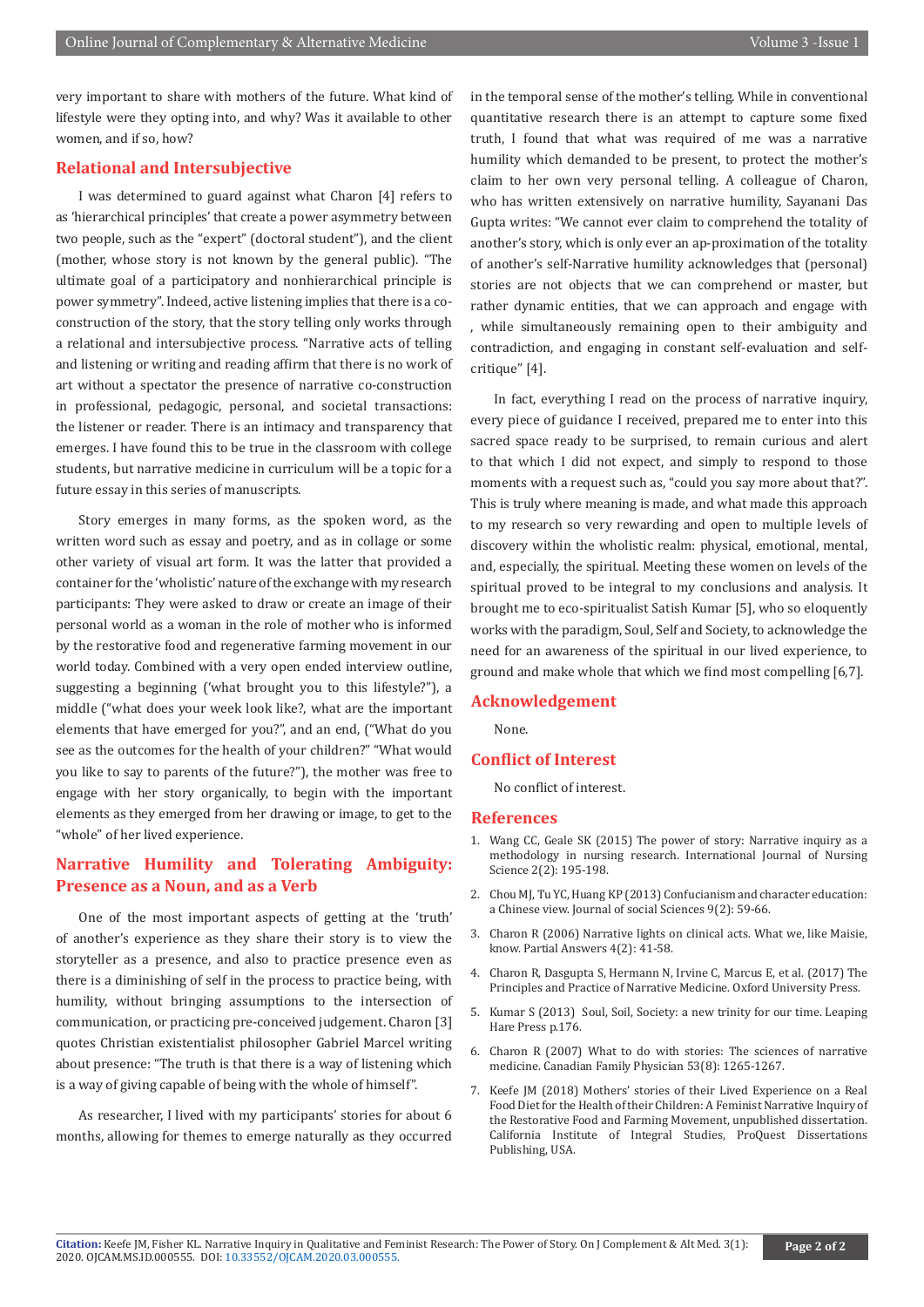very important to share with mothers of the future. What kind of lifestyle were they opting into, and why? Was it available to other women, and if so, how?

## Relational and Intersubjective

I was determined to guard against what Charon [4] refers to as 'hierarchical principles' that create a power asymmetry between two people, such as the "expert" (doctoral student"), and the client (mother, whose story is not known by the general public). "The ultimate goal of a participatory and nonhierarchical principle is power symmetry". Indeed, active listening implies that there is a co-construction of the story, that the story telling only works through a relational and intersubjective process. "Narrative acts of telling and listening or writing and reading affirm that there is no work of art without a spectator the presence of narrative co-construction in professional, pedagogic, personal, and societal transactions: the listener or reader. There is an intimacy and transparency that emerges. I have found this to be true in the classroom with college students, but narrative medicine in curriculum will be a topic for a future essay in this series of manuscripts.

Story emerges in many forms, as the spoken word, as the written word such as essay and poetry, and as in collage or some other variety of visual art form. It was the latter that provided a container for the 'wholistic' nature of the exchange with my research participants: They were asked to draw or create an image of their personal world as a woman in the role of mother who is informed by the restorative food and regenerative farming movement in our world today. Combined with a very open ended interview outline, suggesting a beginning ('what brought you to this lifestyle?"), a middle ("what does your week look like?, what are the important elements that have emerged for you?", and an end, ("What do you see as the outcomes for the health of your children?" "What would you like to say to parents of the future?"), the mother was free to engage with her story organically, to begin with the important elements as they emerged from her drawing or image, to get to the "whole" of her lived experience.

## Narrative Humility and Tolerating Ambiguity: Presence as a Noun, and as a Verb

One of the most important aspects of getting at the 'truth' of another's experience as they share their story is to view the storyteller as a presence, and also to practice presence even as there is a diminishing of self in the process to practice being, with humility, without bringing assumptions to the intersection of communication, or practicing pre-conceived judgement. Charon [3] quotes Christian existentialist philosopher Gabriel Marcel writing about presence: "The truth is that there is a way of listening which is a way of giving capable of being with the whole of himself".

As researcher, I lived with my participants' stories for about 6 months, allowing for themes to emerge naturally as they occurred in the temporal sense of the mother's telling. While in conventional quantitative research there is an attempt to capture some fixed truth, I found that what was required of me was a narrative humility which demanded to be present, to protect the mother's claim to her own very personal telling. A colleague of Charon, who has written extensively on narrative humility, Sayanani Das Gupta writes: "We cannot ever claim to comprehend the totality of another's story, which is only ever an ap-proximation of the totality of another's self-Narrative humility acknowledges that (personal) stories are not objects that we can comprehend or master, but rather dynamic entities, that we can approach and engage with , while simultaneously remaining open to their ambiguity and contradiction, and engaging in constant self-evaluation and self-critique" [4].

In fact, everything I read on the process of narrative inquiry, every piece of guidance I received, prepared me to enter into this sacred space ready to be surprised, to remain curious and alert to that which I did not expect, and simply to respond to those moments with a request such as, "could you say more about that?". This is truly where meaning is made, and what made this approach to my research so very rewarding and open to multiple levels of discovery within the wholistic realm: physical, emotional, mental, and, especially, the spiritual. Meeting these women on levels of the spiritual proved to be integral to my conclusions and analysis. It brought me to eco-spiritualist Satish Kumar [5], who so eloquently works with the paradigm, Soul, Self and Society, to acknowledge the need for an awareness of the spiritual in our lived experience, to ground and make whole that which we find most compelling [6,7].

## Acknowledgement

None.

## Conflict of Interest

No conflict of interest.

## References

1. Wang CC, Geale SK (2015) The power of story: Narrative inquiry as a methodology in nursing research. International Journal of Nursing Science 2(2): 195-198.
2. Chou MJ, Tu YC, Huang KP (2013) Confucianism and character education: a Chinese view. Journal of social Sciences 9(2): 59-66.
3. Charon R (2006) Narrative lights on clinical acts. What we, like Maisie, know. Partial Answers 4(2): 41-58.
4. Charon R, Dasgupta S, Hermann N, Irvine C, Marcus E, et al. (2017) The Principles and Practice of Narrative Medicine. Oxford University Press.
5. Kumar S (2013) Soul, Soil, Society: a new trinity for our time. Leaping Hare Press p.176.
6. Charon R (2007) What to do with stories: The sciences of narrative medicine. Canadian Family Physician 53(8): 1265-1267.
7. Keefe JM (2018) Mothers' stories of their Lived Experience on a Real Food Diet for the Health of their Children: A Feminist Narrative Inquiry of the Restorative Food and Farming Movement, unpublished dissertation. California Institute of Integral Studies, ProQuest Dissertations Publishing, USA.